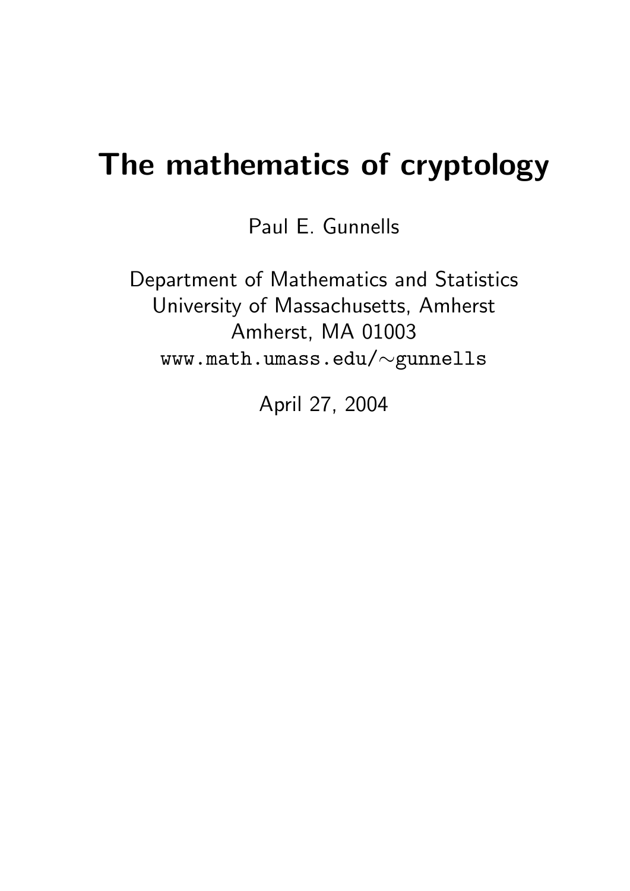# The mathematics of cryptology

Paul E. Gunnells

Department of Mathematics and Statistics
University of Massachusetts, Amherst
Amherst, MA 01003
www.math.umass.edu/∼gunnells

April 27, 2004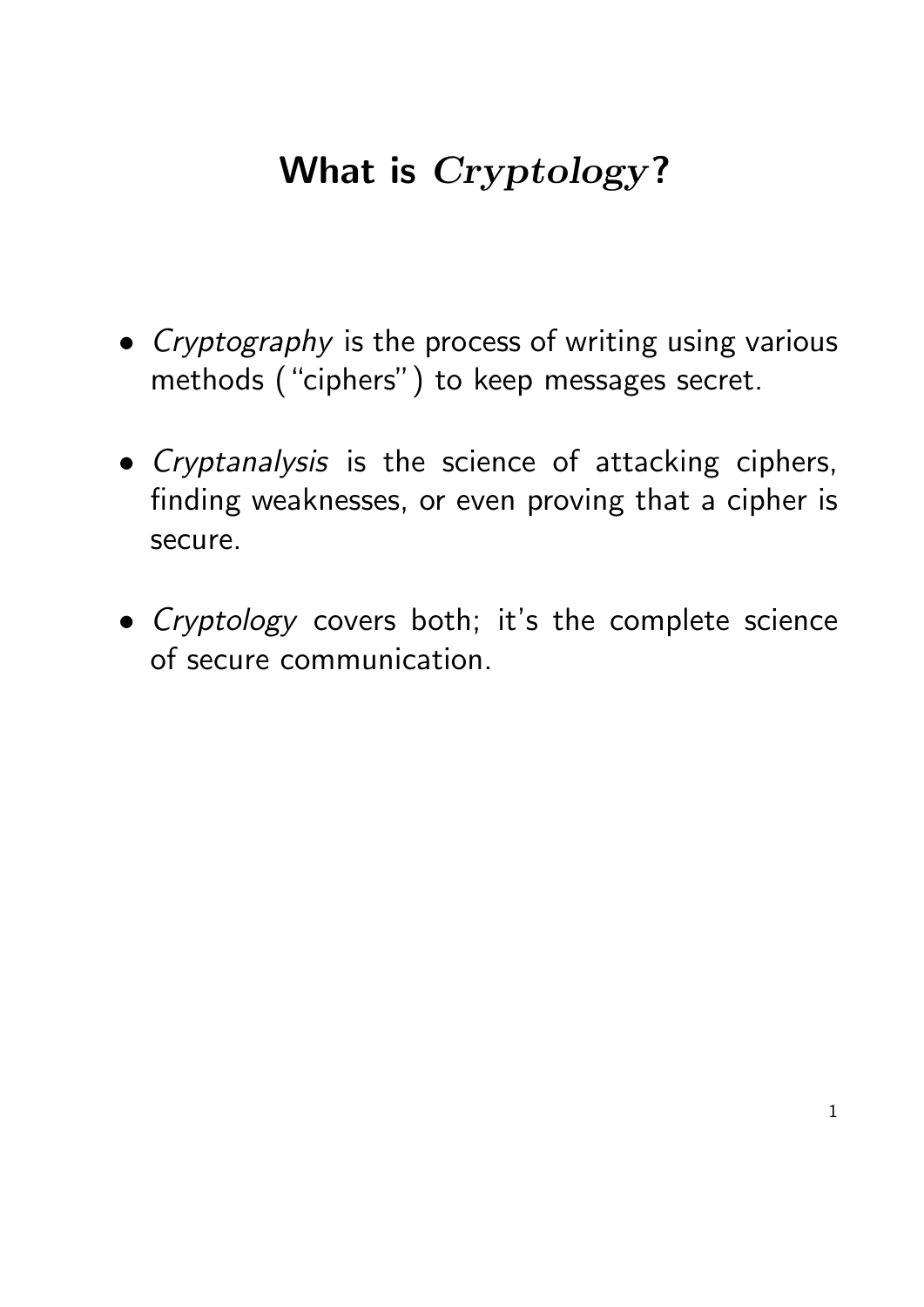# What is *Cryptology*?

- *Cryptography* is the process of writing using various methods ("ciphers") to keep messages secret.

- *Cryptanalysis* is the science of attacking ciphers, finding weaknesses, or even proving that a cipher is secure.

- *Cryptology* covers both; it's the complete science of secure communication.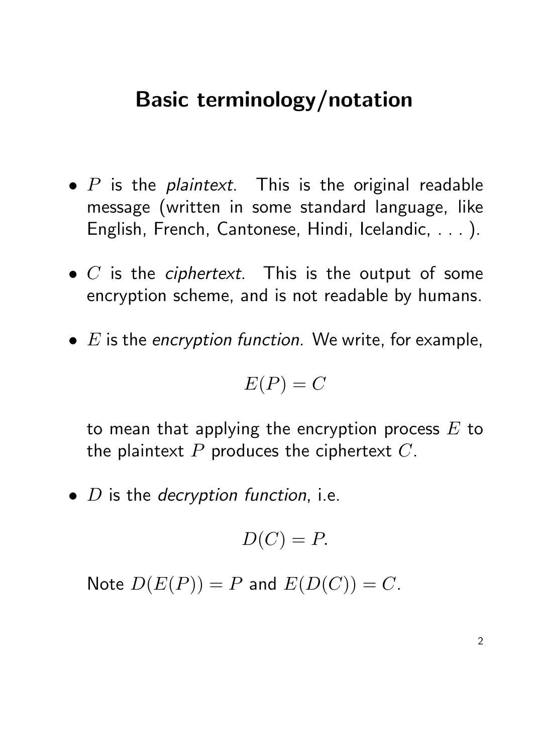# Basic terminology/notation

- $P$ is the *plaintext*. This is the original readable message (written in some standard language, like English, French, Cantonese, Hindi, Icelandic, . . . ).

- $C$ is the *ciphertext*. This is the output of some encryption scheme, and is not readable by humans.

- $E$ is the *encryption function*. We write, for example,

  $$E(P) = C$$

  to mean that applying the encryption process $E$ to the plaintext $P$ produces the ciphertext $C$.

- $D$ is the *decryption function*, i.e.

  $$D(C) = P.$$

  Note $D(E(P)) = P$ and $E(D(C)) = C$.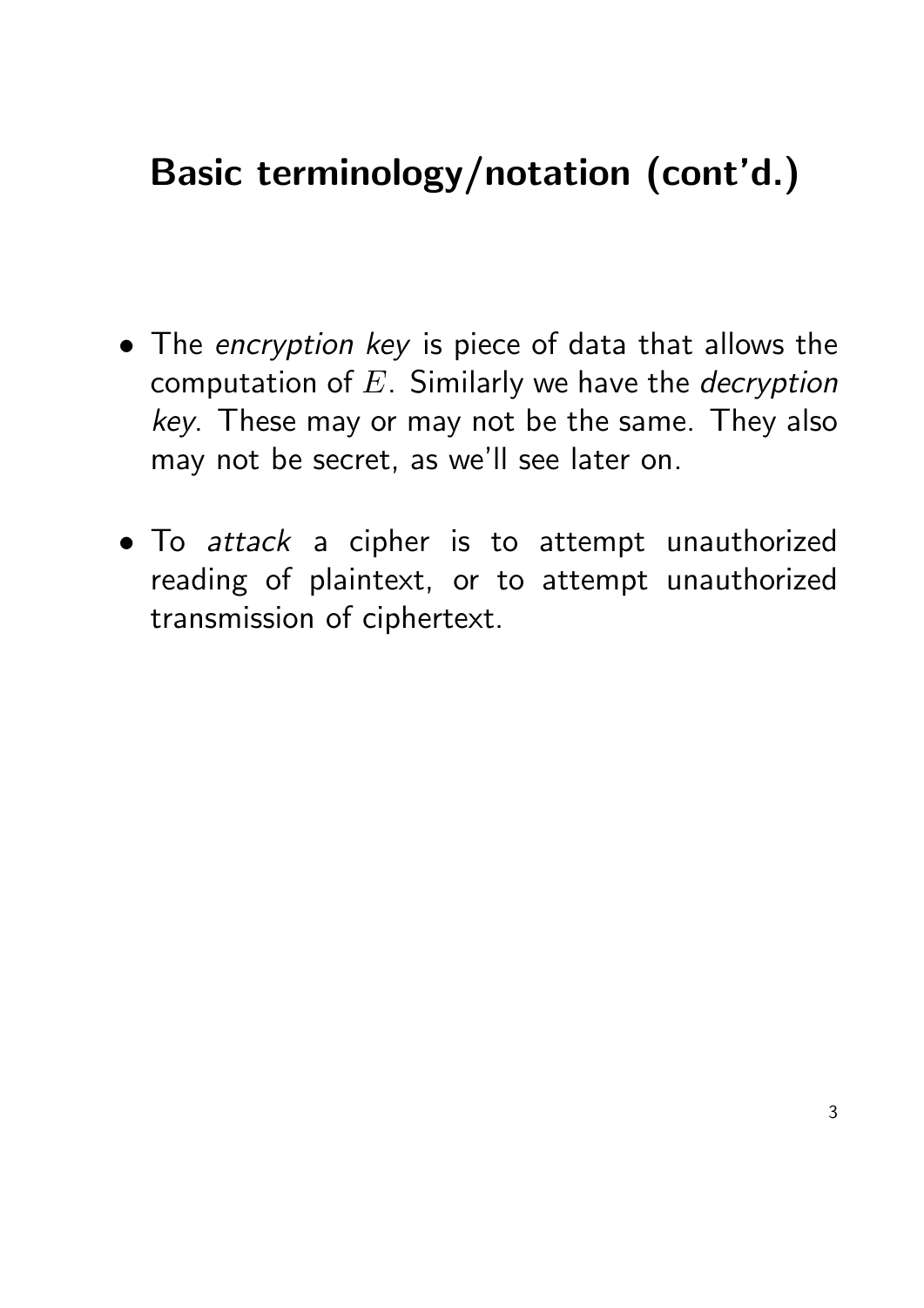## Basic terminology/notation (cont'd.)

- The *encryption key* is piece of data that allows the computation of $E$. Similarly we have the *decryption key*. These may or may not be the same. They also may not be secret, as we'll see later on.
- To *attack* a cipher is to attempt unauthorized reading of plaintext, or to attempt unauthorized transmission of ciphertext.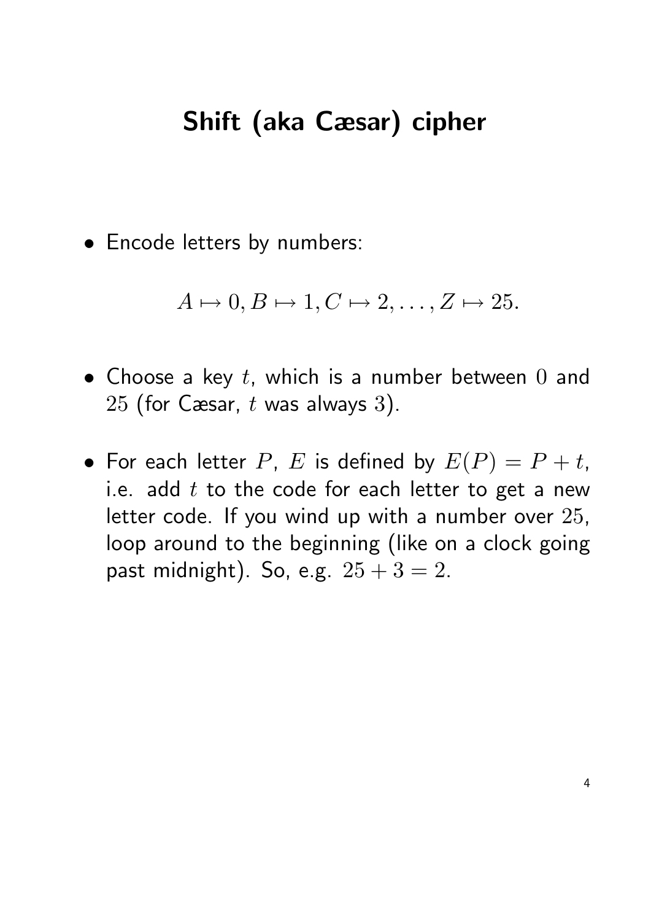# Shift (aka Cæsar) cipher

- Encode letters by numbers:

$$A \mapsto 0, B \mapsto 1, C \mapsto 2, \ldots, Z \mapsto 25.$$

- Choose a key $t$, which is a number between $0$ and $25$ (for Cæsar, $t$ was always $3$).

- For each letter $P$, $E$ is defined by $E(P) = P + t$, i.e. add $t$ to the code for each letter to get a new letter code. If you wind up with a number over $25$, loop around to the beginning (like on a clock going past midnight). So, e.g. $25 + 3 = 2$.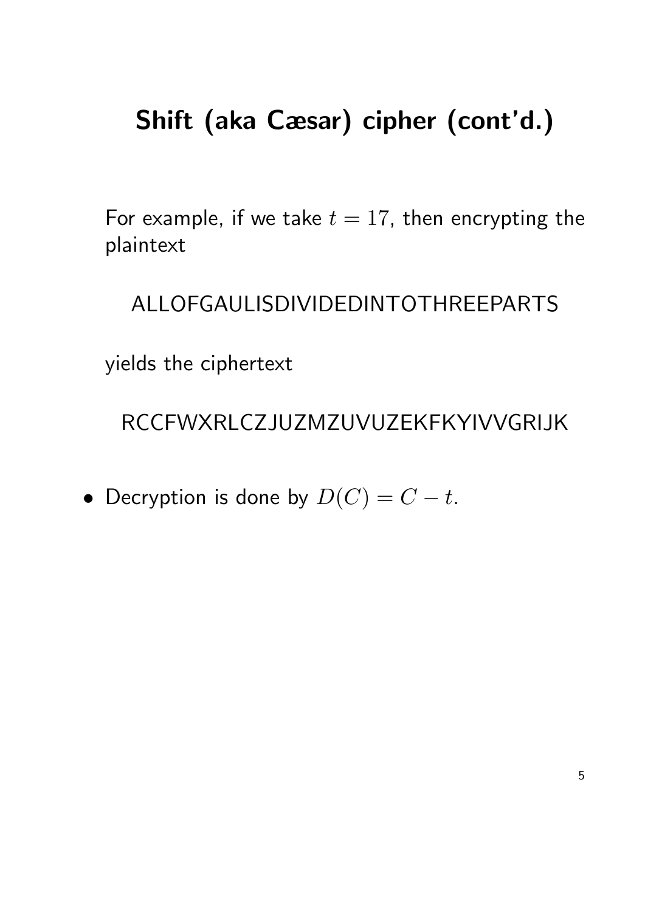# Shift (aka Cæsar) cipher (cont'd.)

For example, if we take $t = 17$, then encrypting the plaintext

ALLOFGAULISDIVIDEDINTOTHREEPARTS

yields the ciphertext

RCCFWXRLCZJUZMZUVUZEKFKYIVVGRIJK

- Decryption is done by $D(C) = C - t$.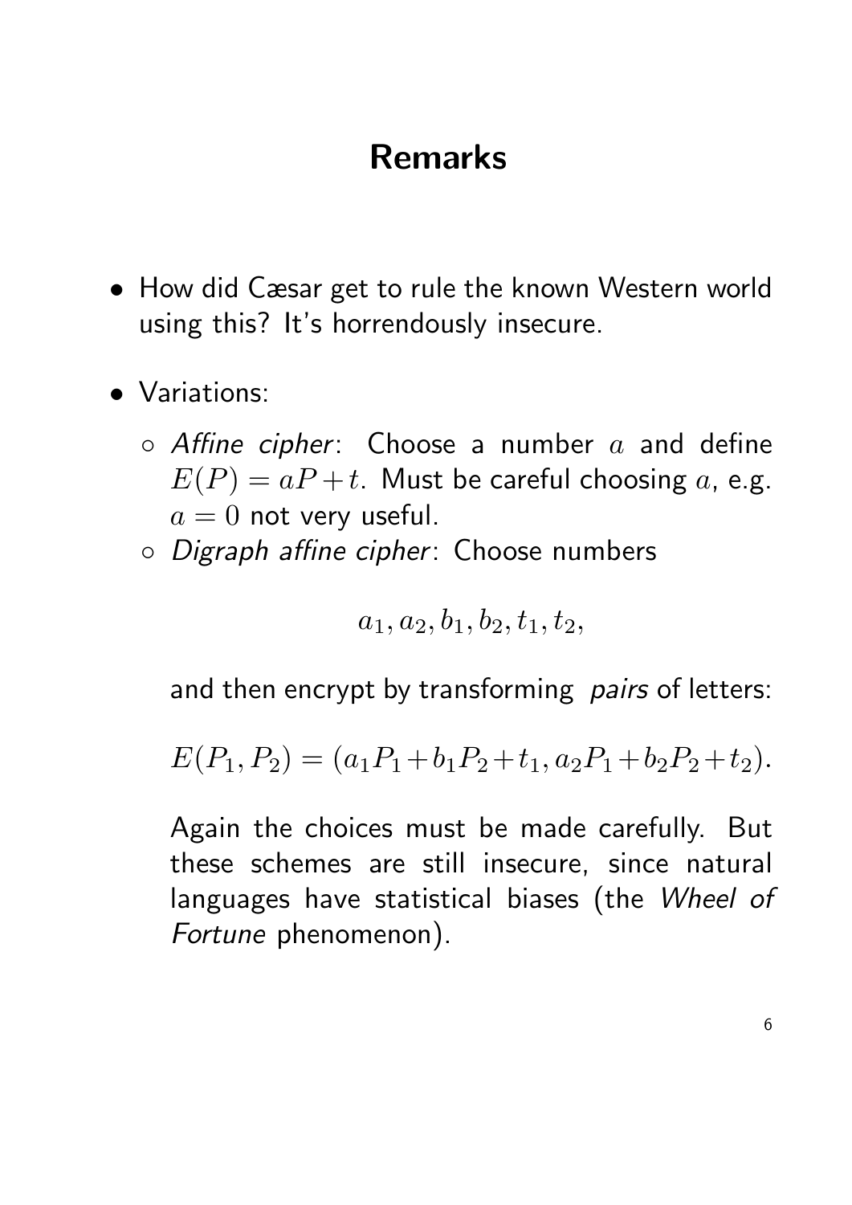# Remarks

- How did Cæsar get to rule the known Western world using this? It's horrendously insecure.

- Variations:

  - *Affine cipher*: Choose a number $a$ and define $E(P) = aP + t$. Must be careful choosing $a$, e.g. $a = 0$ not very useful.

  - *Digraph affine cipher*: Choose numbers

    $$a_1, a_2, b_1, b_2, t_1, t_2,$$

    and then encrypt by transforming *pairs* of letters:

    $$E(P_1, P_2) = (a_1 P_1 + b_1 P_2 + t_1, a_2 P_1 + b_2 P_2 + t_2).$$

    Again the choices must be made carefully. But these schemes are still insecure, since natural languages have statistical biases (the *Wheel of Fortune* phenomenon).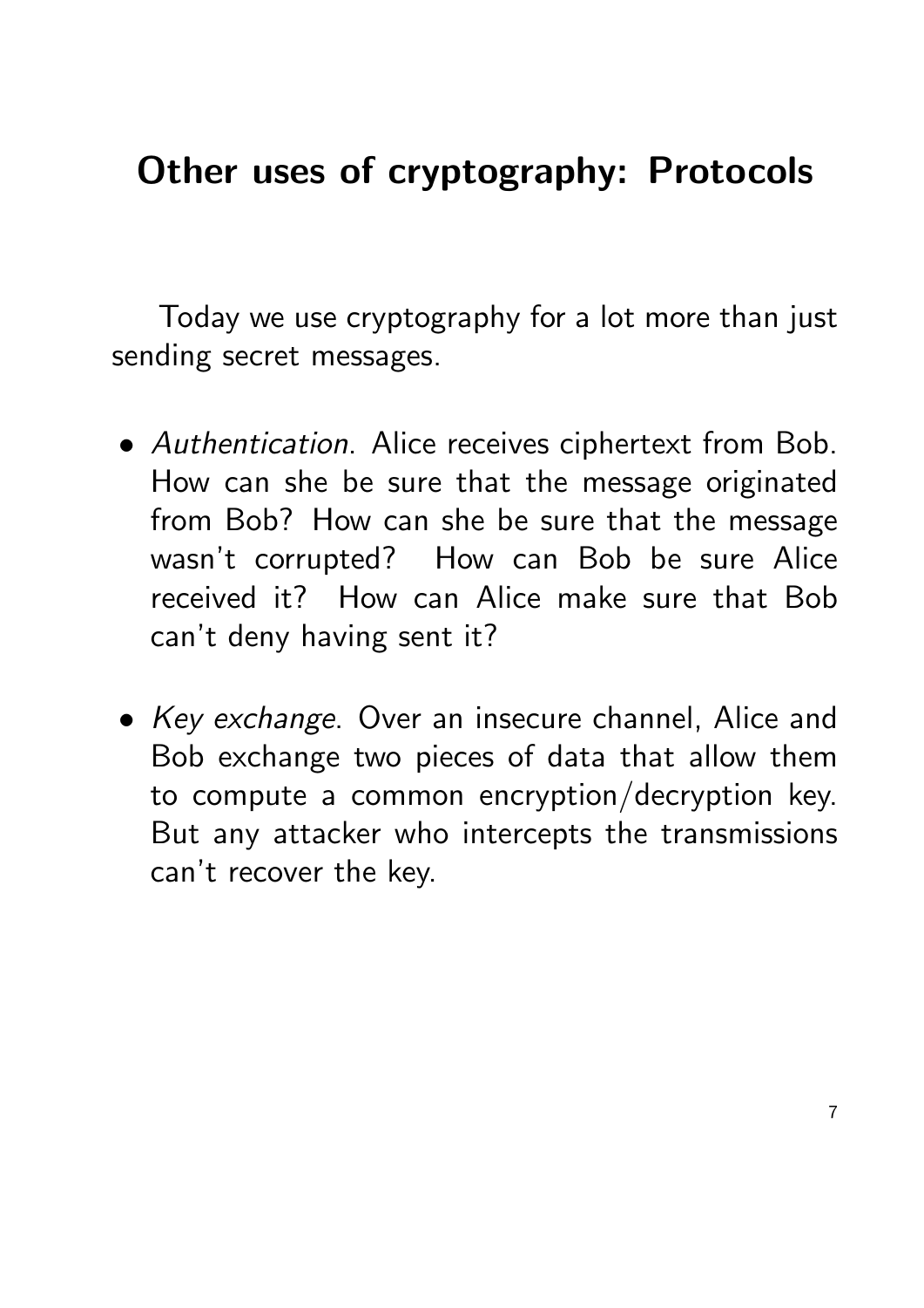# Other uses of cryptography: Protocols

Today we use cryptography for a lot more than just sending secret messages.

- *Authentication*. Alice receives ciphertext from Bob. How can she be sure that the message originated from Bob? How can she be sure that the message wasn't corrupted? How can Bob be sure Alice received it? How can Alice make sure that Bob can't deny having sent it?

- *Key exchange*. Over an insecure channel, Alice and Bob exchange two pieces of data that allow them to compute a common encryption/decryption key. But any attacker who intercepts the transmissions can't recover the key.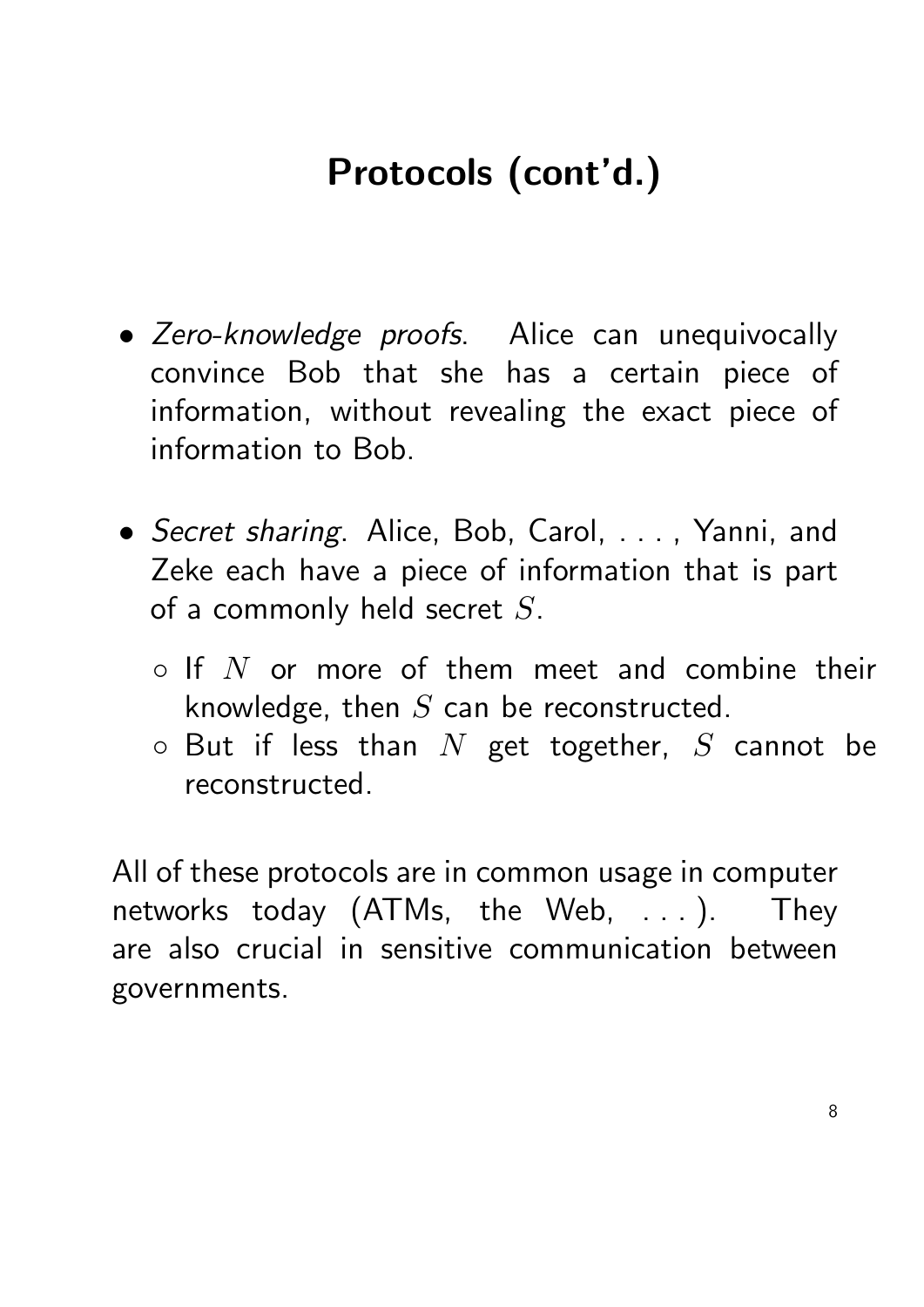# Protocols (cont'd.)

- *Zero-knowledge proofs*. Alice can unequivocally convince Bob that she has a certain piece of information, without revealing the exact piece of information to Bob.
- *Secret sharing*. Alice, Bob, Carol, . . . , Yanni, and Zeke each have a piece of information that is part of a commonly held secret $S$.
  - If $N$ or more of them meet and combine their knowledge, then $S$ can be reconstructed.
  - But if less than $N$ get together, $S$ cannot be reconstructed.

All of these protocols are in common usage in computer networks today (ATMs, the Web, . . . ). They are also crucial in sensitive communication between governments.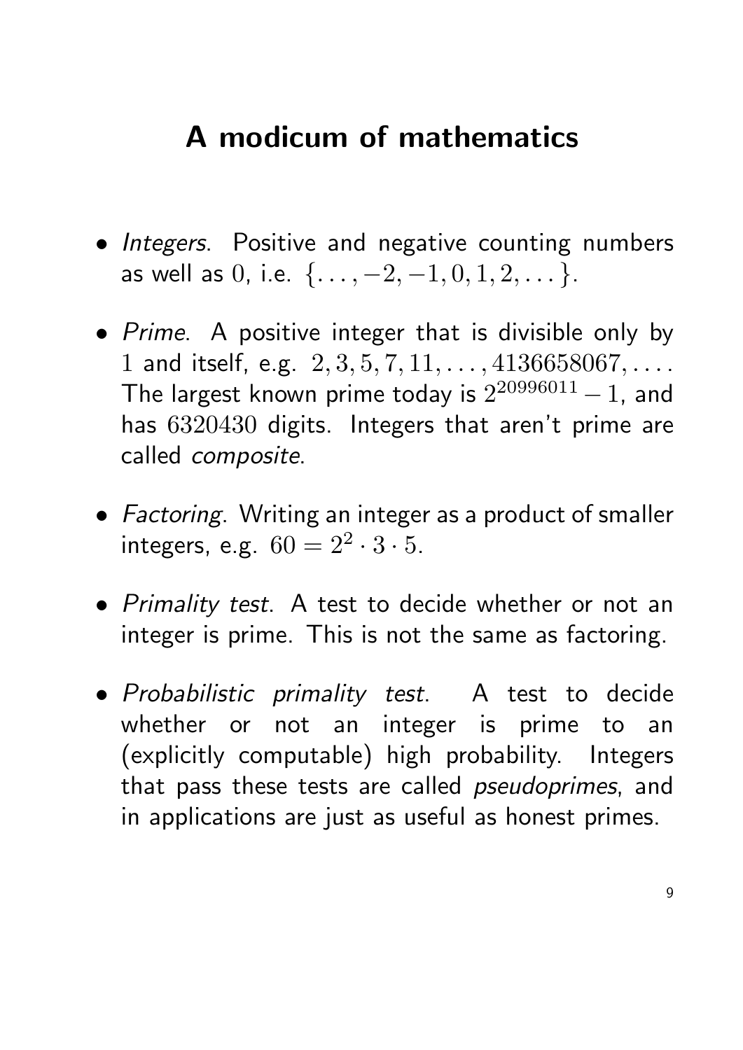# A modicum of mathematics

- *Integers*. Positive and negative counting numbers as well as $0$, i.e. $\{\ldots, -2, -1, 0, 1, 2, \ldots\}$.

- *Prime*. A positive integer that is divisible only by $1$ and itself, e.g. $2, 3, 5, 7, 11, \ldots, 4136658067, \ldots$. The largest known prime today is $2^{20996011} - 1$, and has $6320430$ digits. Integers that aren't prime are called *composite*.

- *Factoring*. Writing an integer as a product of smaller integers, e.g. $60 = 2^2 \cdot 3 \cdot 5$.

- *Primality test*. A test to decide whether or not an integer is prime. This is not the same as factoring.

- *Probabilistic primality test*. A test to decide whether or not an integer is prime to an (explicitly computable) high probability. Integers that pass these tests are called *pseudoprimes*, and in applications are just as useful as honest primes.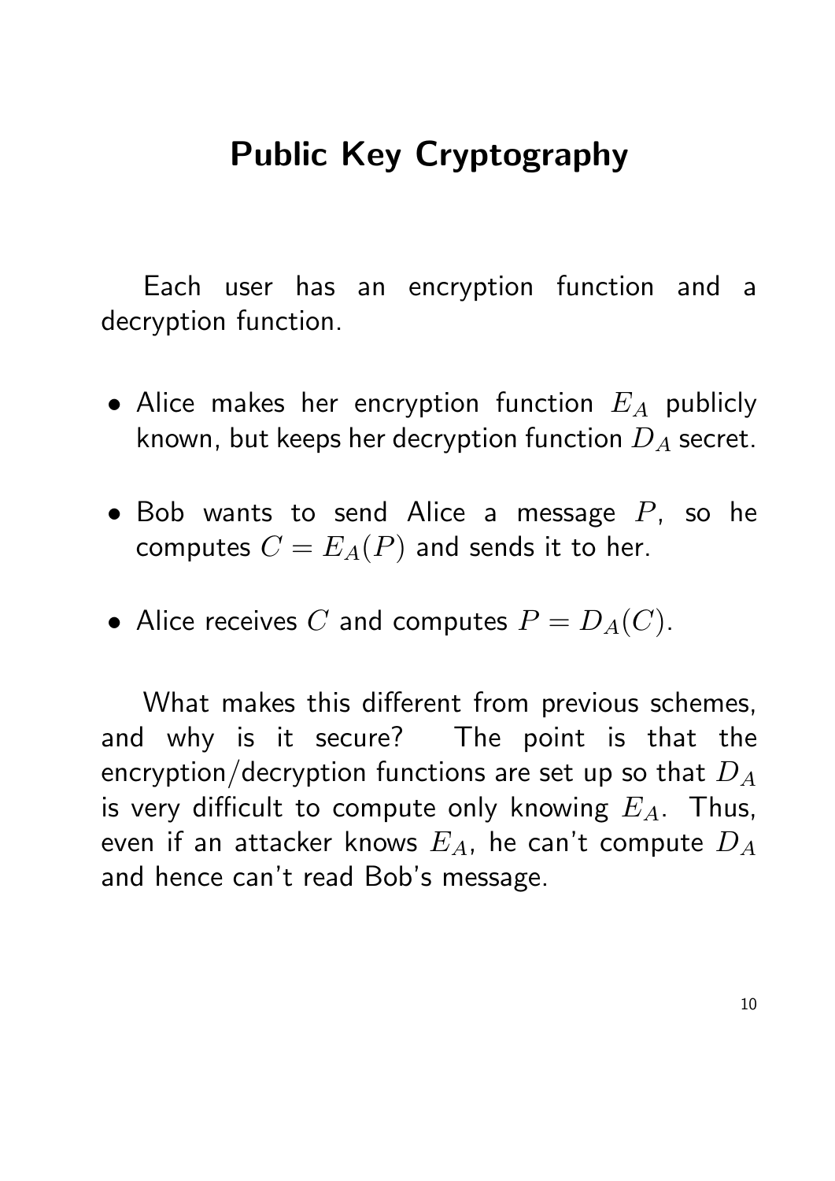# Public Key Cryptography

Each user has an encryption function and a decryption function.

- Alice makes her encryption function $E_A$ publicly known, but keeps her decryption function $D_A$ secret.
- Bob wants to send Alice a message $P$, so he computes $C = E_A(P)$ and sends it to her.
- Alice receives $C$ and computes $P = D_A(C)$.

What makes this different from previous schemes, and why is it secure? The point is that the encryption/decryption functions are set up so that $D_A$ is very difficult to compute only knowing $E_A$. Thus, even if an attacker knows $E_A$, he can't compute $D_A$ and hence can't read Bob's message.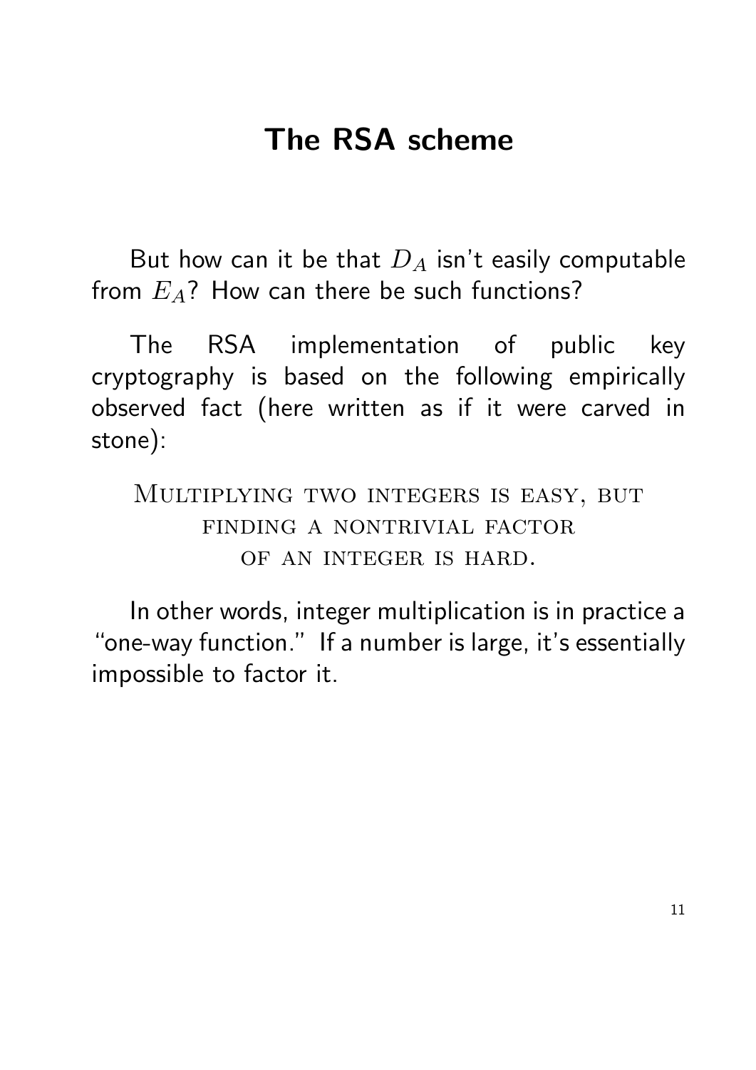# The RSA scheme

But how can it be that $D_A$ isn't easily computable from $E_A$? How can there be such functions?

The RSA implementation of public key cryptography is based on the following empirically observed fact (here written as if it were carved in stone):

<center>MULTIPLYING TWO INTEGERS IS EASY, BUT FINDING A NONTRIVIAL FACTOR OF AN INTEGER IS HARD.</center>

In other words, integer multiplication is in practice a "one-way function." If a number is large, it's essentially impossible to factor it.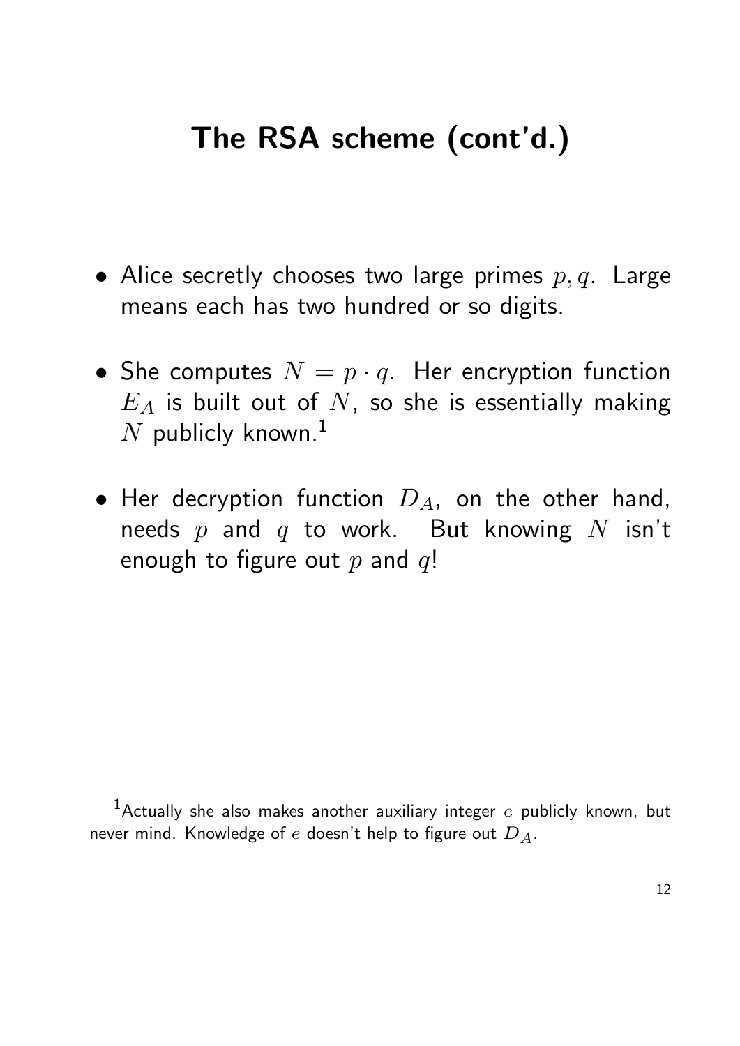# The RSA scheme (cont'd.)

- Alice secretly chooses two large primes $p, q$. Large means each has two hundred or so digits.
- She computes $N = p \cdot q$. Her encryption function $E_A$ is built out of $N$, so she is essentially making $N$ publicly known.[1]
- Her decryption function $D_A$, on the other hand, needs $p$ and $q$ to work. But knowing $N$ isn't enough to figure out $p$ and $q$!

---

[1] Actually she also makes another auxiliary integer $e$ publicly known, but never mind. Knowledge of $e$ doesn't help to figure out $D_A$.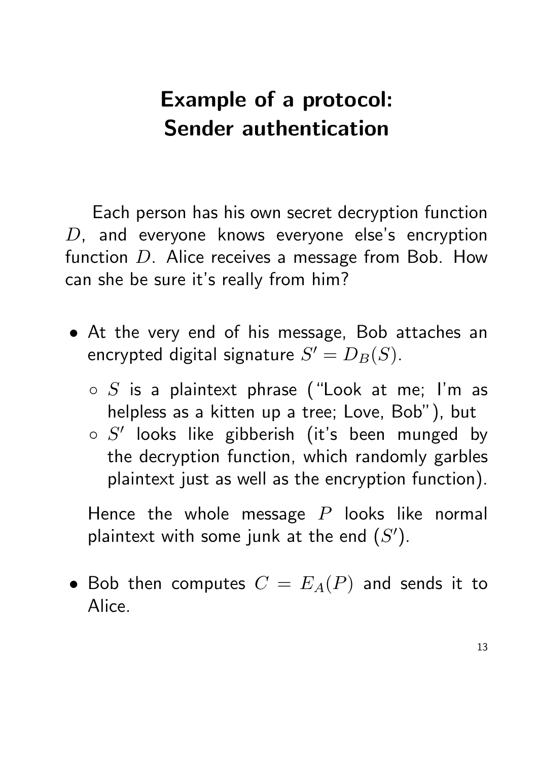# Example of a protocol: Sender authentication

Each person has his own secret decryption function $D$, and everyone knows everyone else's encryption function $D$. Alice receives a message from Bob. How can she be sure it's really from him?

- At the very end of his message, Bob attaches an encrypted digital signature $S' = D_B(S)$.
  - $S$ is a plaintext phrase ("Look at me; I'm as helpless as a kitten up a tree; Love, Bob"), but
  - $S'$ looks like gibberish (it's been munged by the decryption function, which randomly garbles plaintext just as well as the encryption function).

  Hence the whole message $P$ looks like normal plaintext with some junk at the end ($S'$).

- Bob then computes $C = E_A(P)$ and sends it to Alice.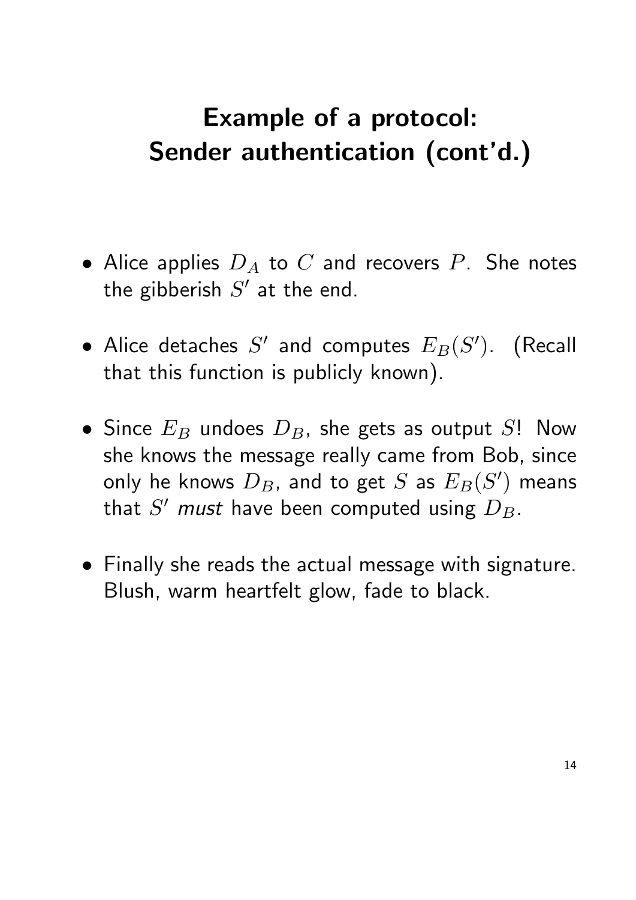# Example of a protocol: Sender authentication (cont'd.)

- Alice applies $D_A$ to $C$ and recovers $P$. She notes the gibberish $S'$ at the end.
- Alice detaches $S'$ and computes $E_B(S')$. (Recall that this function is publicly known).
- Since $E_B$ undoes $D_B$, she gets as output $S$! Now she knows the message really came from Bob, since only he knows $D_B$, and to get $S$ as $E_B(S')$ means that $S'$ *must* have been computed using $D_B$.
- Finally she reads the actual message with signature. Blush, warm heartfelt glow, fade to black.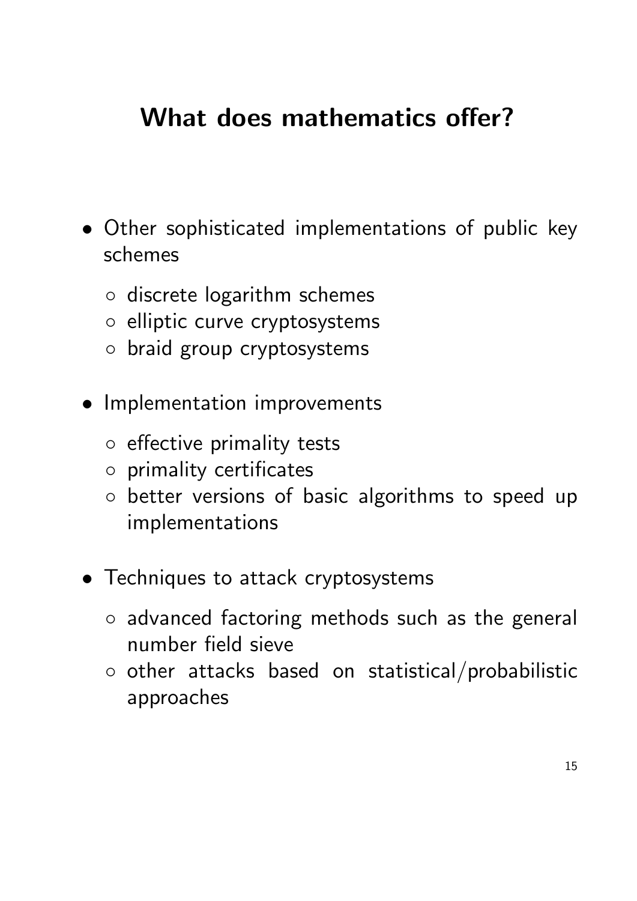# What does mathematics offer?

- Other sophisticated implementations of public key schemes
  - discrete logarithm schemes
  - elliptic curve cryptosystems
  - braid group cryptosystems
- Implementation improvements
  - effective primality tests
  - primality certificates
  - better versions of basic algorithms to speed up implementations
- Techniques to attack cryptosystems
  - advanced factoring methods such as the general number field sieve
  - other attacks based on statistical/probabilistic approaches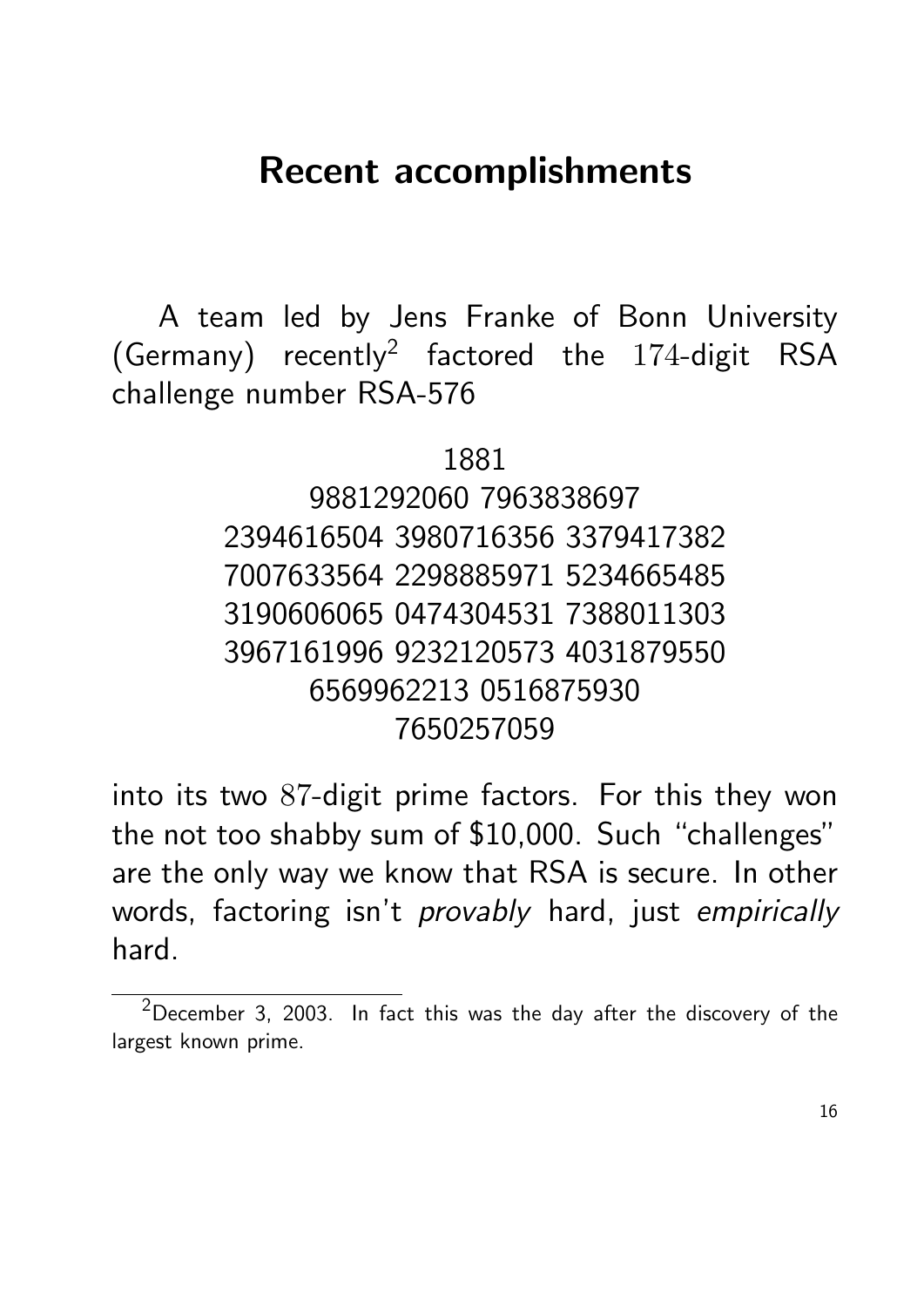## Recent accomplishments

A team led by Jens Franke of Bonn University (Germany) recently[2] factored the 174-digit RSA challenge number RSA-576

1881
9881292060 7963838697
2394616504 3980716356 3379417382
7007633564 2298885971 5234665485
3190606065 0474304531 7388011303
3967161996 9232120573 4031879550
6569962213 0516875930
7650257059

into its two 87-digit prime factors. For this they won the not too shabby sum of $10,000. Such "challenges" are the only way we know that RSA is secure. In other words, factoring isn't *provably* hard, just *empirically* hard.

---

[2] December 3, 2003. In fact this was the day after the discovery of the largest known prime.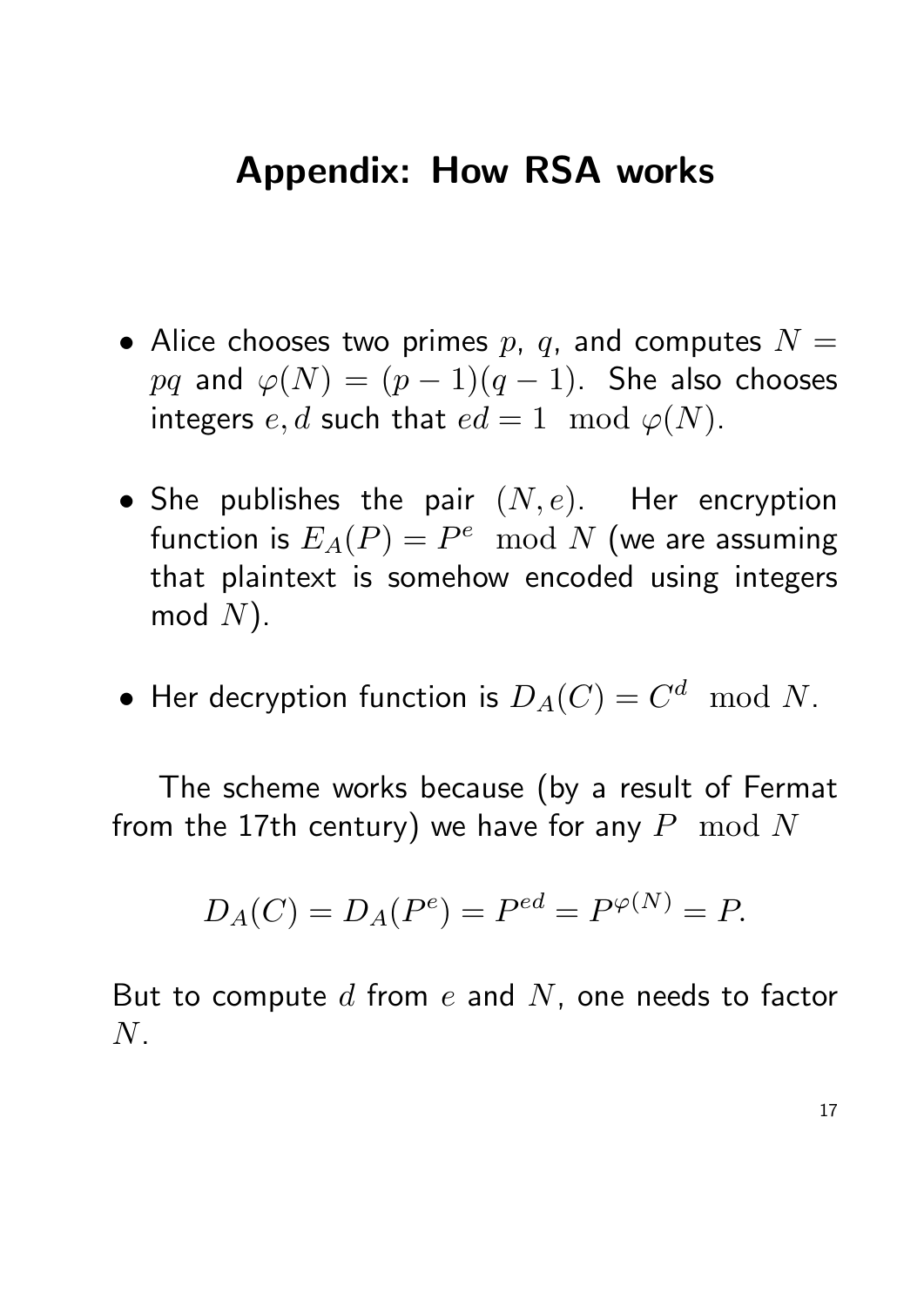## Appendix: How RSA works

- Alice chooses two primes $p$, $q$, and computes $N = pq$ and $\varphi(N) = (p-1)(q-1)$. She also chooses integers $e, d$ such that $ed = 1 \mod \varphi(N)$.
- She publishes the pair $(N, e)$. Her encryption function is $E_A(P) = P^e \mod N$ (we are assuming that plaintext is somehow encoded using integers mod $N$).
- Her decryption function is $D_A(C) = C^d \mod N$.

The scheme works because (by a result of Fermat from the 17th century) we have for any $P \mod N$

$$D_A(C) = D_A(P^e) = P^{ed} = P^{\varphi(N)} = P.$$

But to compute $d$ from $e$ and $N$, one needs to factor $N$.